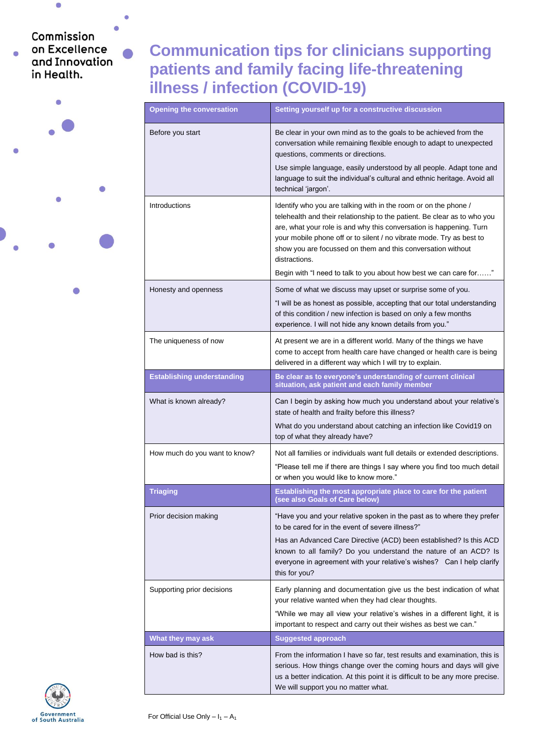Commission on Excellence and Innovation in Health.

# Communication tips for clinicians supporting patients and family facing life-threatening illness / infection (COVID-19)

| **Opening the conversation** | **Setting yourself up for a constructive discussion** |
|---|---|
| Before you start | Be clear in your own mind as to the goals to be achieved from the conversation while remaining flexible enough to adapt to unexpected questions, comments or directions.<br><br>Use simple language, easily understood by all people. Adapt tone and language to suit the individual's cultural and ethnic heritage. Avoid all technical 'jargon'. |
| Introductions | Identify who you are talking with in the room or on the phone / telehealth and their relationship to the patient. Be clear as to who you are, what your role is and why this conversation is happening. Turn your mobile phone off or to silent / no vibrate mode. Try as best to show you are focussed on them and this conversation without distractions.<br><br>Begin with "I need to talk to you about how best we can care for……" |
| Honesty and openness | Some of what we discuss may upset or surprise some of you.<br><br>"I will be as honest as possible, accepting that our total understanding of this condition / new infection is based on only a few months experience. I will not hide any known details from you." |
| The uniqueness of now | At present we are in a different world. Many of the things we have come to accept from health care have changed or health care is being delivered in a different way which I will try to explain. |
| **Establishing understanding** | **Be clear as to everyone's understanding of current clinical situation, ask patient and each family member** |
| What is known already? | Can I begin by asking how much you understand about your relative's state of health and frailty before this illness?<br><br>What do you understand about catching an infection like Covid19 on top of what they already have? |
| How much do you want to know? | Not all families or individuals want full details or extended descriptions.<br><br>"Please tell me if there are things I say where you find too much detail or when you would like to know more." |
| **Triaging** | **Establishing the most appropriate place to care for the patient (see also Goals of Care below)** |
| Prior decision making | "Have you and your relative spoken in the past as to where they prefer to be cared for in the event of severe illness?"<br><br>Has an Advanced Care Directive (ACD) been established? Is this ACD known to all family? Do you understand the nature of an ACD? Is everyone in agreement with your relative's wishes? Can I help clarify this for you? |
| Supporting prior decisions | Early planning and documentation give us the best indication of what your relative wanted when they had clear thoughts.<br><br>"While we may all view your relative's wishes in a different light, it is important to respect and carry out their wishes as best we can." |
| **What they may ask** | **Suggested approach** |
| How bad is this? | From the information I have so far, test results and examination, this is serious. How things change over the coming hours and days will give us a better indication. At this point it is difficult to be any more precise. We will support you no matter what. |

Government of South Australia

For Official Use Only – $I_1$ – $A_1$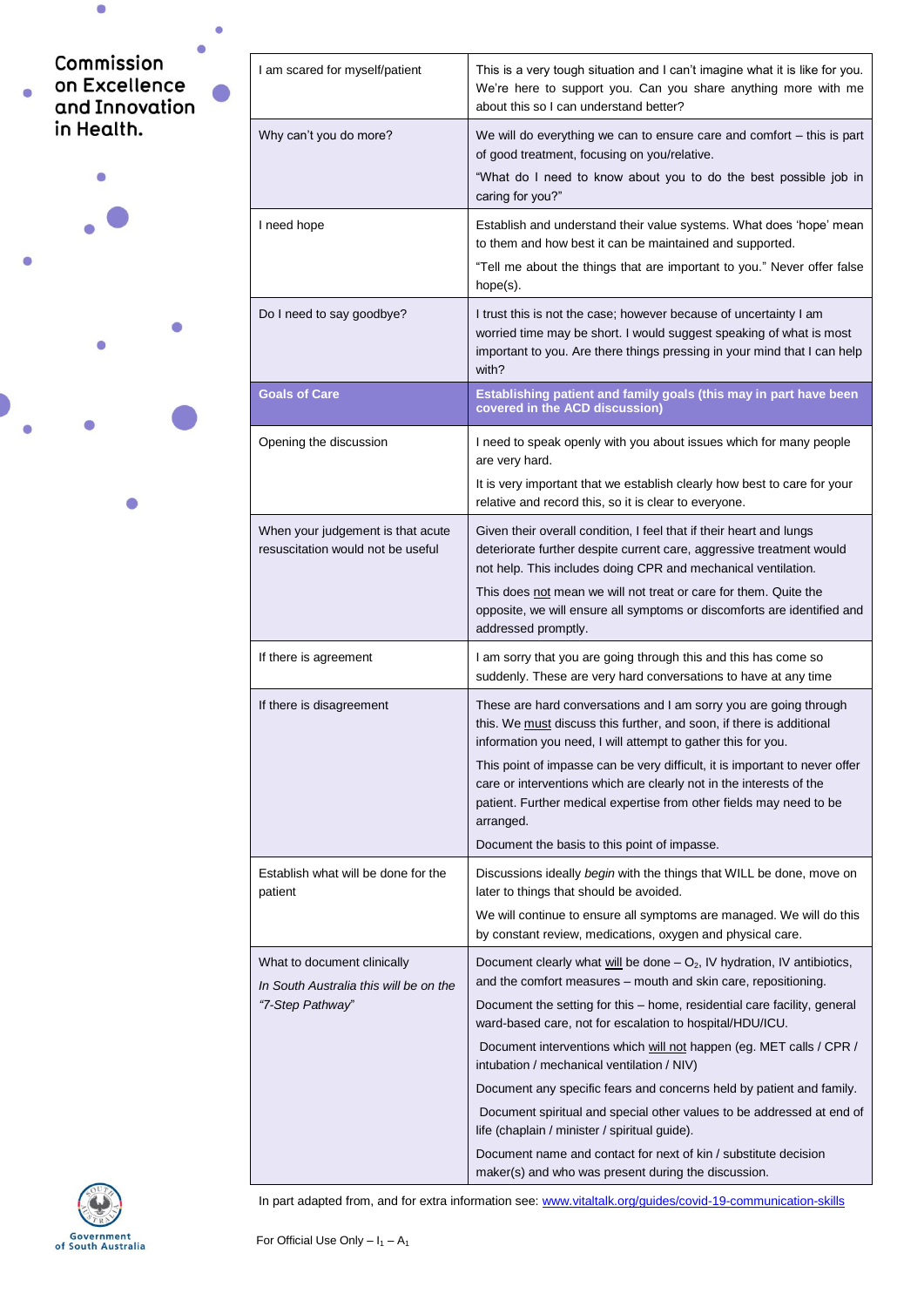Commission on Excellence and Innovation in Health.

| | |
|---|---|
| I am scared for myself/patient | This is a very tough situation and I can't imagine what it is like for you. We're here to support you. Can you share anything more with me about this so I can understand better? |
| Why can't you do more? | We will do everything we can to ensure care and comfort – this is part of good treatment, focusing on you/relative. "What do I need to know about you to do the best possible job in caring for you?" |
| I need hope | Establish and understand their value systems. What does 'hope' mean to them and how best it can be maintained and supported. "Tell me about the things that are important to you." Never offer false hope(s). |
| Do I need to say goodbye? | I trust this is not the case; however because of uncertainty I am worried time may be short. I would suggest speaking of what is most important to you. Are there things pressing in your mind that I can help with? |
| **Goals of Care** | **Establishing patient and family goals (this may in part have been covered in the ACD discussion)** |
| Opening the discussion | I need to speak openly with you about issues which for many people are very hard. It is very important that we establish clearly how best to care for your relative and record this, so it is clear to everyone. |
| When your judgement is that acute resuscitation would not be useful | Given their overall condition, I feel that if their heart and lungs deteriorate further despite current care, aggressive treatment would not help. This includes doing CPR and mechanical ventilation. This does <u>not</u> mean we will not treat or care for them. Quite the opposite, we will ensure all symptoms or discomforts are identified and addressed promptly. |
| If there is agreement | I am sorry that you are going through this and this has come so suddenly. These are very hard conversations to have at any time |
| If there is disagreement | These are hard conversations and I am sorry you are going through this. We <u>must</u> discuss this further, and soon, if there is additional information you need, I will attempt to gather this for you. This point of impasse can be very difficult, it is important to never offer care or interventions which are clearly not in the interests of the patient. Further medical expertise from other fields may need to be arranged. Document the basis to this point of impasse. |
| Establish what will be done for the patient | Discussions ideally *begin* with the things that WILL be done, move on later to things that should be avoided. We will continue to ensure all symptoms are managed. We will do this by constant review, medications, oxygen and physical care. |
| What to document clinically *In South Australia this will be on the "7-Step Pathway"* | Document clearly what <u>will</u> be done – $O_2$, IV hydration, IV antibiotics, and the comfort measures – mouth and skin care, repositioning. Document the setting for this – home, residential care facility, general ward-based care, not for escalation to hospital/HDU/ICU. Document interventions which <u>will not</u> happen (eg. MET calls / CPR / intubation / mechanical ventilation / NIV) Document any specific fears and concerns held by patient and family. Document spiritual and special other values to be addressed at end of life (chaplain / minister / spiritual guide). Document name and contact for next of kin / substitute decision maker(s) and who was present during the discussion. |

In part adapted from, and for extra information see: www.vitaltalk.org/guides/covid-19-communication-skills

Government of South Australia

For Official Use Only – $I_1$ – $A_1$